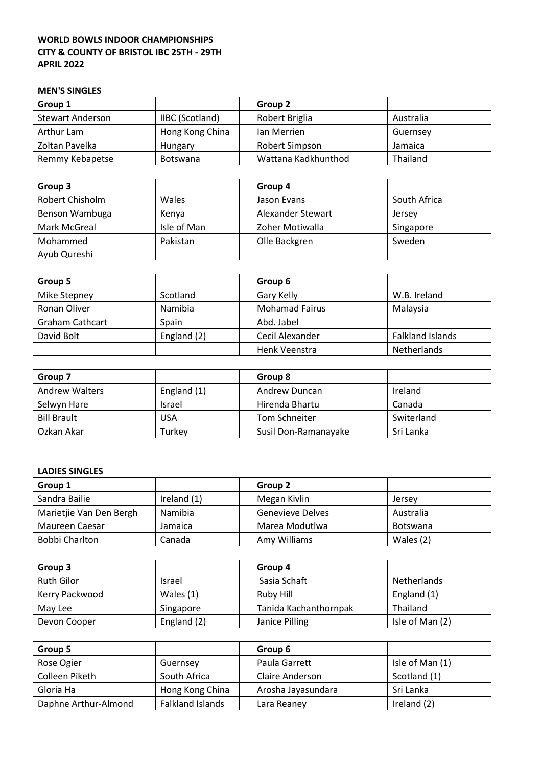**WORLD BOWLS INDOOR CHAMPIONSHIPS**
**CITY & COUNTY OF BRISTOL IBC 25TH - 29TH APRIL 2022**

**MEN'S SINGLES**

| Group 1 | | | Group 2 | |
|---|---|---|---|---|
| Stewart Anderson | IIBC (Scotland) | | Robert Briglia | Australia |
| Arthur Lam | Hong Kong China | | Ian Merrien | Guernsey |
| Zoltan Pavelka | Hungary | | Robert Simpson | Jamaica |
| Remmy Kebapetse | Botswana | | Wattana Kadkhunthod | Thailand |

| Group 3 | | | Group 4 | |
|---|---|---|---|---|
| Robert Chisholm | Wales | | Jason Evans | South Africa |
| Benson Wambuga | Kenya | | Alexander Stewart | Jersey |
| Mark McGreal | Isle of Man | | Zoher Motiwalla | Singapore |
| Mohammed Ayub Qureshi | Pakistan | | Olle Backgren | Sweden |

| Group 5 | | | Group 6 | |
|---|---|---|---|---|
| Mike Stepney | Scotland | | Gary Kelly | W.B. Ireland |
| Ronan Oliver | Namibia | | Mohamad Fairus Abd. Jabel | Malaysia |
| Graham Cathcart | Spain | | | |
| David Bolt | England (2) | | Cecil Alexander | Falkland Islands |
| | | | Henk Veenstra | Netherlands |

| Group 7 | | | Group 8 | |
|---|---|---|---|---|
| Andrew Walters | England (1) | | Andrew Duncan | Ireland |
| Selwyn Hare | Israel | | Hirenda Bhartu | Canada |
| Bill Brault | USA | | Tom Schneiter | Switerland |
| Ozkan Akar | Turkey | | Susil Don-Ramanayake | Sri Lanka |

**LADIES SINGLES**

| Group 1 | | | Group 2 | |
|---|---|---|---|---|
| Sandra Bailie | Ireland (1) | | Megan Kivlin | Jersey |
| Marietjie Van Den Bergh | Namibia | | Genevieve Delves | Australia |
| Maureen Caesar | Jamaica | | Marea Modutlwa | Botswana |
| Bobbi Charlton | Canada | | Amy Williams | Wales (2) |

| Group 3 | | | Group 4 | |
|---|---|---|---|---|
| Ruth Gilor | Israel | | Sasia Schaft | Netherlands |
| Kerry Packwood | Wales (1) | | Ruby Hill | England (1) |
| May Lee | Singapore | | Tanida Kachanthornpak | Thailand |
| Devon Cooper | England (2) | | Janice Pilling | Isle of Man (2) |

| Group 5 | | | Group 6 | |
|---|---|---|---|---|
| Rose Ogier | Guernsey | | Paula Garrett | Isle of Man (1) |
| Colleen Piketh | South Africa | | Claire Anderson | Scotland (1) |
| Gloria Ha | Hong Kong China | | Arosha Jayasundara | Sri Lanka |
| Daphne Arthur-Almond | Falkland Islands | | Lara Reaney | Ireland (2) |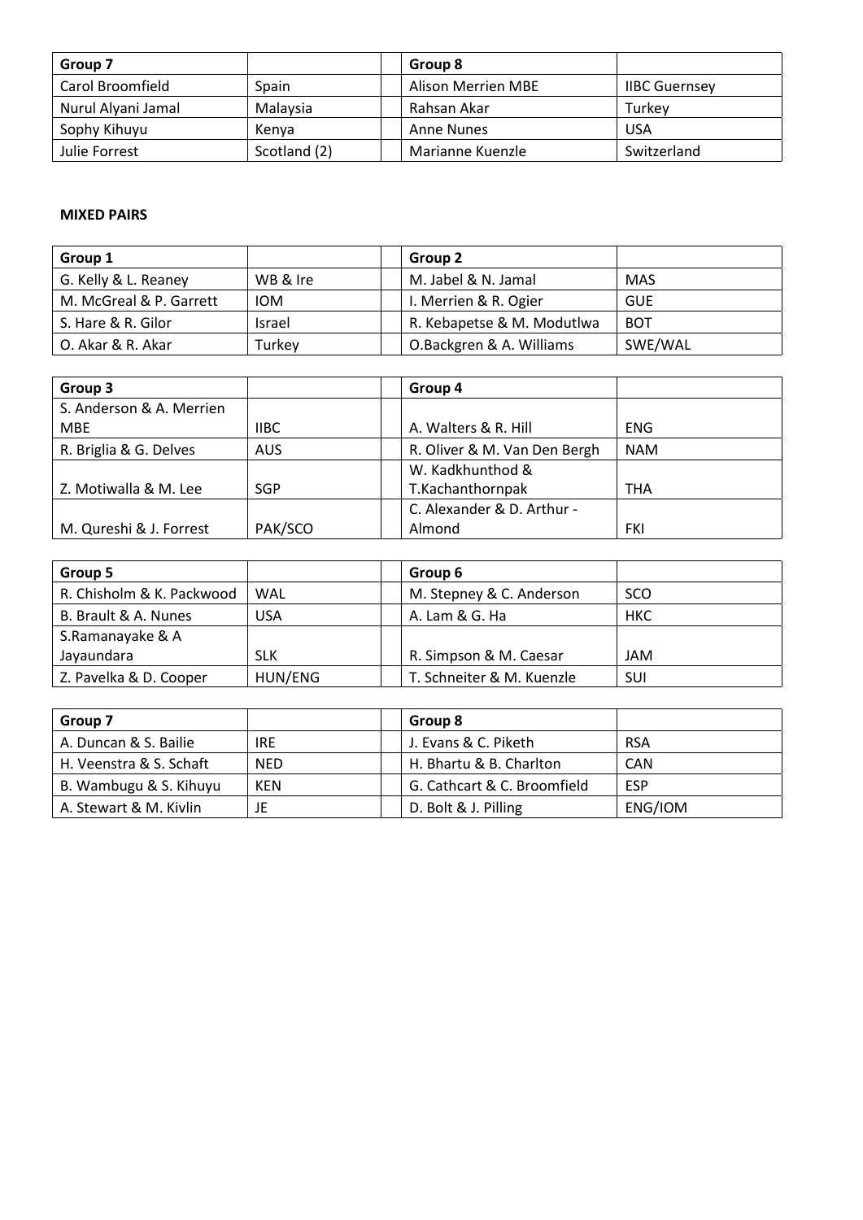| Group 7 | | | Group 8 | |
|---|---|---|---|---|
| Carol Broomfield | Spain | | Alison Merrien MBE | IIBC Guernsey |
| Nurul Alyani Jamal | Malaysia | | Rahsan Akar | Turkey |
| Sophy Kihuyu | Kenya | | Anne Nunes | USA |
| Julie Forrest | Scotland (2) | | Marianne Kuenzle | Switzerland |

**MIXED PAIRS**

| Group 1 | | | Group 2 | |
|---|---|---|---|---|
| G. Kelly & L. Reaney | WB & Ire | | M. Jabel & N. Jamal | MAS |
| M. McGreal & P. Garrett | IOM | | I. Merrien & R. Ogier | GUE |
| S. Hare & R. Gilor | Israel | | R. Kebapetse & M. Modutlwa | BOT |
| O. Akar & R. Akar | Turkey | | O.Backgren & A. Williams | SWE/WAL |

| Group 3 | | | Group 4 | |
|---|---|---|---|---|
| S. Anderson & A. Merrien MBE | IIBC | | A. Walters & R. Hill | ENG |
| R. Briglia & G. Delves | AUS | | R. Oliver & M. Van Den Bergh | NAM |
| Z. Motiwalla & M. Lee | SGP | | W. Kadkhunthod & T.Kachanthornpak | THA |
| M. Qureshi & J. Forrest | PAK/SCO | | C. Alexander & D. Arthur - Almond | FKI |

| Group 5 | | | Group 6 | |
|---|---|---|---|---|
| R. Chisholm & K. Packwood | WAL | | M. Stepney & C. Anderson | SCO |
| B. Brault & A. Nunes | USA | | A. Lam & G. Ha | HKC |
| S.Ramanayake & A Jayaundara | SLK | | R. Simpson & M. Caesar | JAM |
| Z. Pavelka & D. Cooper | HUN/ENG | | T. Schneiter & M. Kuenzle | SUI |

| Group 7 | | | Group 8 | |
|---|---|---|---|---|
| A. Duncan & S. Bailie | IRE | | J. Evans & C. Piketh | RSA |
| H. Veenstra & S. Schaft | NED | | H. Bhartu & B. Charlton | CAN |
| B. Wambugu & S. Kihuyu | KEN | | G. Cathcart & C. Broomfield | ESP |
| A. Stewart & M. Kivlin | JE | | D. Bolt & J. Pilling | ENG/IOM |